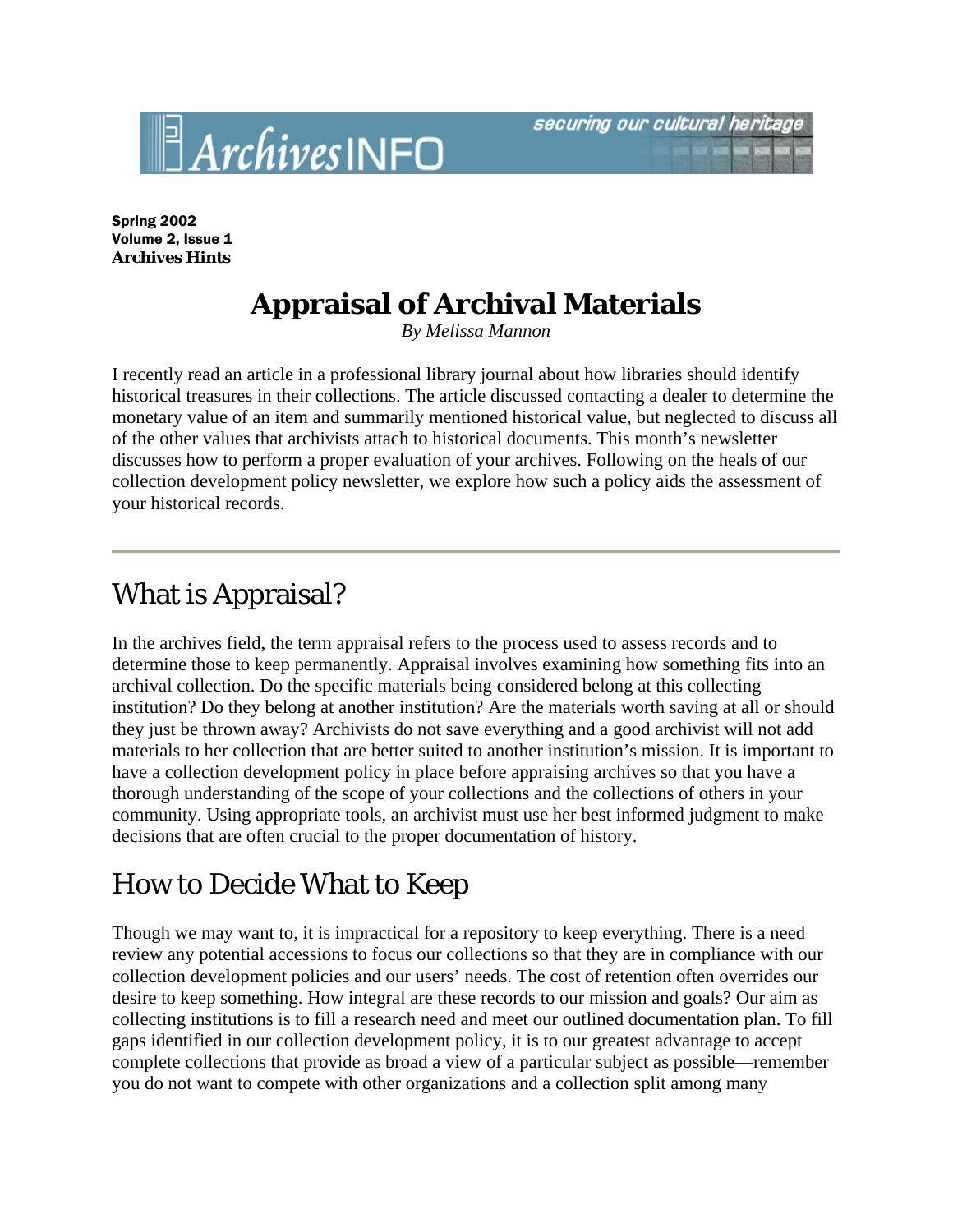Spring 2002
Volume 2, Issue 1
**Archives Hints**

# Appraisal of Archival Materials

*By Melissa Mannon*

I recently read an article in a professional library journal about how libraries should identify historical treasures in their collections. The article discussed contacting a dealer to determine the monetary value of an item and summarily mentioned historical value, but neglected to discuss all of the other values that archivists attach to historical documents. This month's newsletter discusses how to perform a proper evaluation of your archives. Following on the heals of our collection development policy newsletter, we explore how such a policy aids the assessment of your historical records.

---

## What is Appraisal?

In the archives field, the term appraisal refers to the process used to assess records and to determine those to keep permanently. Appraisal involves examining how something fits into an archival collection. Do the specific materials being considered belong at this collecting institution? Do they belong at another institution? Are the materials worth saving at all or should they just be thrown away? Archivists do not save everything and a good archivist will not add materials to her collection that are better suited to another institution's mission. It is important to have a collection development policy in place before appraising archives so that you have a thorough understanding of the scope of your collections and the collections of others in your community. Using appropriate tools, an archivist must use her best informed judgment to make decisions that are often crucial to the proper documentation of history.

## How to Decide What to Keep

Though we may want to, it is impractical for a repository to keep everything. There is a need review any potential accessions to focus our collections so that they are in compliance with our collection development policies and our users' needs. The cost of retention often overrides our desire to keep something. How integral are these records to our mission and goals? Our aim as collecting institutions is to fill a research need and meet our outlined documentation plan. To fill gaps identified in our collection development policy, it is to our greatest advantage to accept complete collections that provide as broad a view of a particular subject as possible—remember you do not want to compete with other organizations and a collection split among many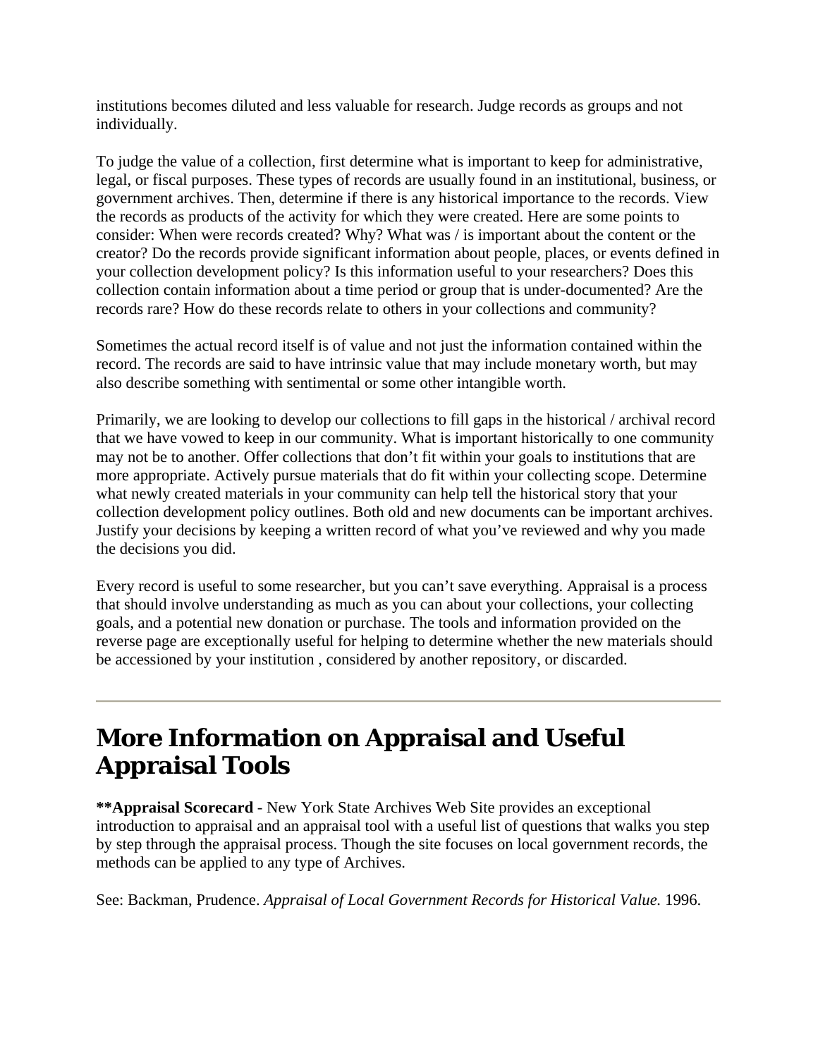institutions becomes diluted and less valuable for research. Judge records as groups and not individually.

To judge the value of a collection, first determine what is important to keep for administrative, legal, or fiscal purposes. These types of records are usually found in an institutional, business, or government archives. Then, determine if there is any historical importance to the records. View the records as products of the activity for which they were created. Here are some points to consider: When were records created? Why? What was / is important about the content or the creator? Do the records provide significant information about people, places, or events defined in your collection development policy? Is this information useful to your researchers? Does this collection contain information about a time period or group that is under-documented? Are the records rare? How do these records relate to others in your collections and community?

Sometimes the actual record itself is of value and not just the information contained within the record. The records are said to have intrinsic value that may include monetary worth, but may also describe something with sentimental or some other intangible worth.

Primarily, we are looking to develop our collections to fill gaps in the historical / archival record that we have vowed to keep in our community. What is important historically to one community may not be to another. Offer collections that don't fit within your goals to institutions that are more appropriate. Actively pursue materials that do fit within your collecting scope. Determine what newly created materials in your community can help tell the historical story that your collection development policy outlines. Both old and new documents can be important archives. Justify your decisions by keeping a written record of what you've reviewed and why you made the decisions you did.

Every record is useful to some researcher, but you can't save everything. Appraisal is a process that should involve understanding as much as you can about your collections, your collecting goals, and a potential new donation or purchase. The tools and information provided on the reverse page are exceptionally useful for helping to determine whether the new materials should be accessioned by your institution , considered by another repository, or discarded.

---

## More Information on Appraisal and Useful Appraisal Tools

**\*\*Appraisal Scorecard** - New York State Archives Web Site provides an exceptional introduction to appraisal and an appraisal tool with a useful list of questions that walks you step by step through the appraisal process. Though the site focuses on local government records, the methods can be applied to any type of Archives.

See: Backman, Prudence. *Appraisal of Local Government Records for Historical Value.* 1996.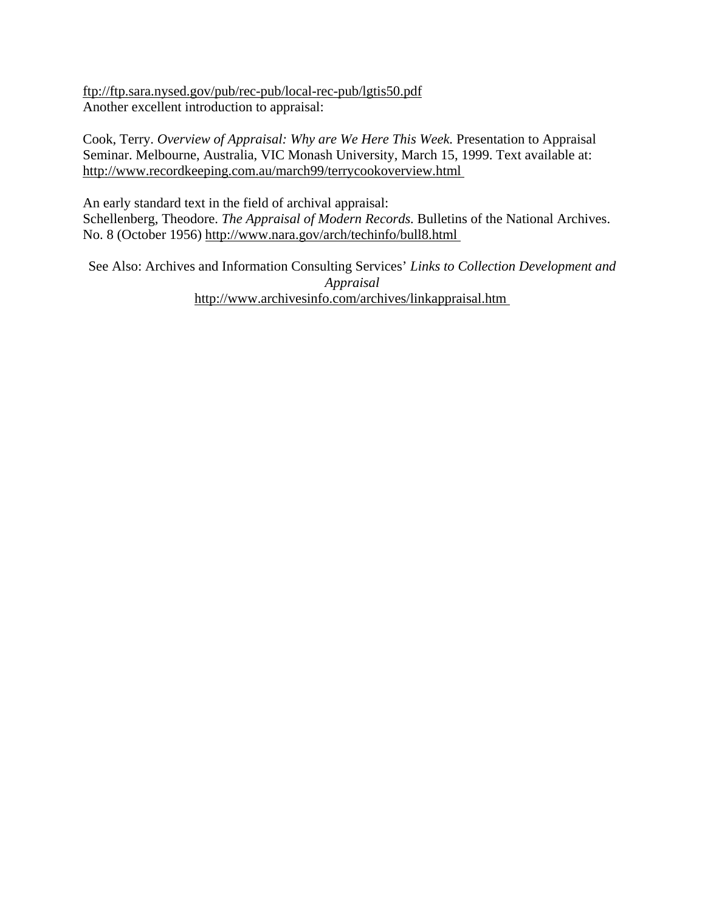ftp://ftp.sara.nysed.gov/pub/rec-pub/local-rec-pub/lgtis50.pdf
Another excellent introduction to appraisal:

Cook, Terry. *Overview of Appraisal: Why are We Here This Week.* Presentation to Appraisal Seminar. Melbourne, Australia, VIC Monash University, March 15, 1999. Text available at: http://www.recordkeeping.com.au/march99/terrycookoverview.html

An early standard text in the field of archival appraisal:
Schellenberg, Theodore. *The Appraisal of Modern Records.* Bulletins of the National Archives. No. 8 (October 1956) http://www.nara.gov/arch/techinfo/bull8.html

See Also: Archives and Information Consulting Services' *Links to Collection Development and Appraisal*
http://www.archivesinfo.com/archives/linkappraisal.htm